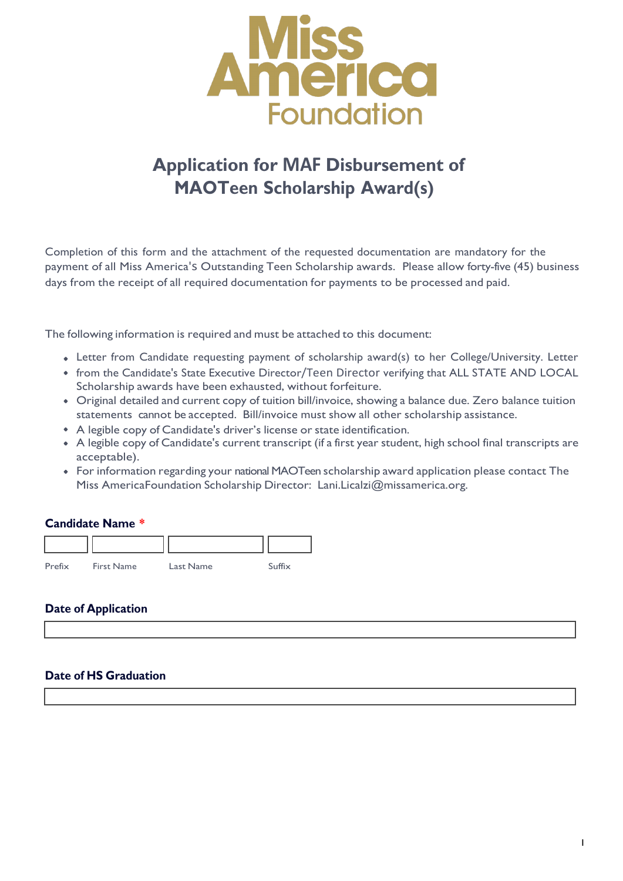Miss America Foundation

# Application for MAF Disbursement of MAOTeen Scholarship Award(s)

Completion of this form and the attachment of the requested documentation are mandatory for the payment of all Miss America's Outstanding Teen Scholarship awards. Please allow forty-five (45) business days from the receipt of all required documentation for payments to be processed and paid.

The following information is required and must be attached to this document:

- Letter from Candidate requesting payment of scholarship award(s) to her College/University. Letter
- from the Candidate's State Executive Director/Teen Director verifying that ALL STATE AND LOCAL Scholarship awards have been exhausted, without forfeiture.
- Original detailed and current copy of tuition bill/invoice, showing a balance due. Zero balance tuition statements cannot be accepted. Bill/invoice must show all other scholarship assistance.
- A legible copy of Candidate's driver's license or state identification.
- A legible copy of Candidate's current transcript (if a first year student, high school final transcripts are acceptable).
- For information regarding your national MAOTeen scholarship award application please contact The Miss AmericaFoundation Scholarship Director: Lani.Licalzi@missamerica.org.

**Candidate Name** *

| Prefix | First Name | Last Name | Suffix |
|---|---|---|---|
| | | | |

**Date of Application**

**Date of HS Graduation**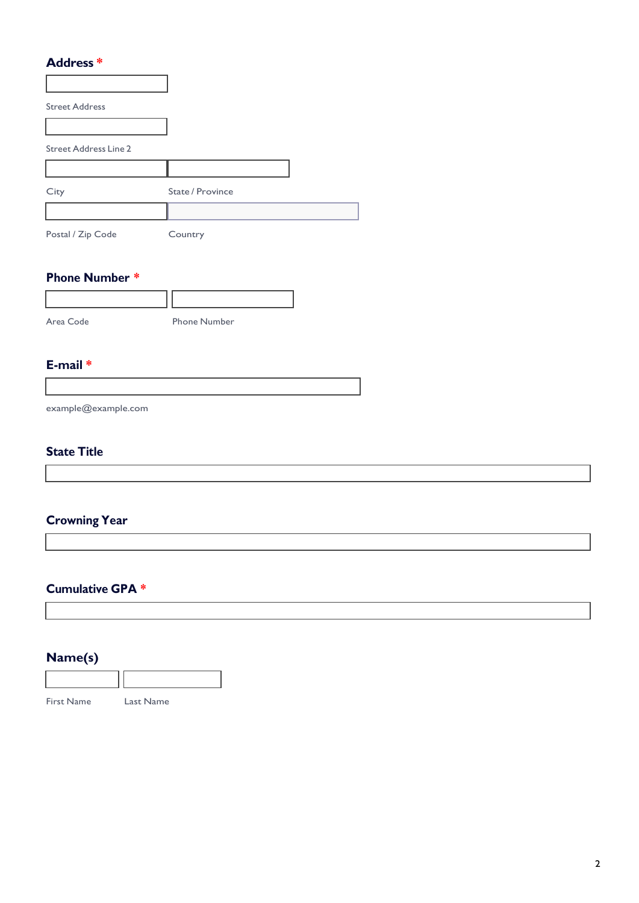**Address** *

Street Address

Street Address Line 2

City

State / Province

Postal / Zip Code

Country

**Phone Number** *

Area Code

Phone Number

**E-mail** *

example@example.com

**State Title**

**Crowning Year**

**Cumulative GPA** *

**Name(s)**

First Name

Last Name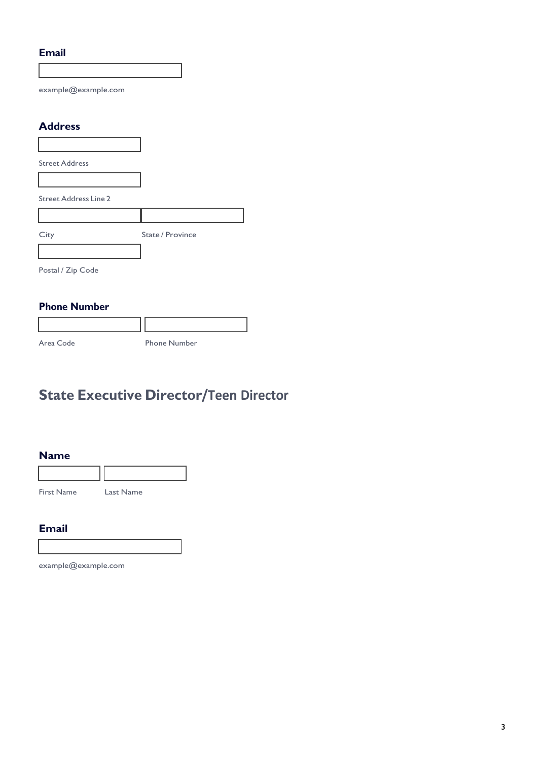**Email**

example@example.com

**Address**

Street Address

Street Address Line 2

City

State / Province

Postal / Zip Code

**Phone Number**

Area Code

Phone Number

## State Executive Director/Teen Director

**Name**

First Name

Last Name

**Email**

example@example.com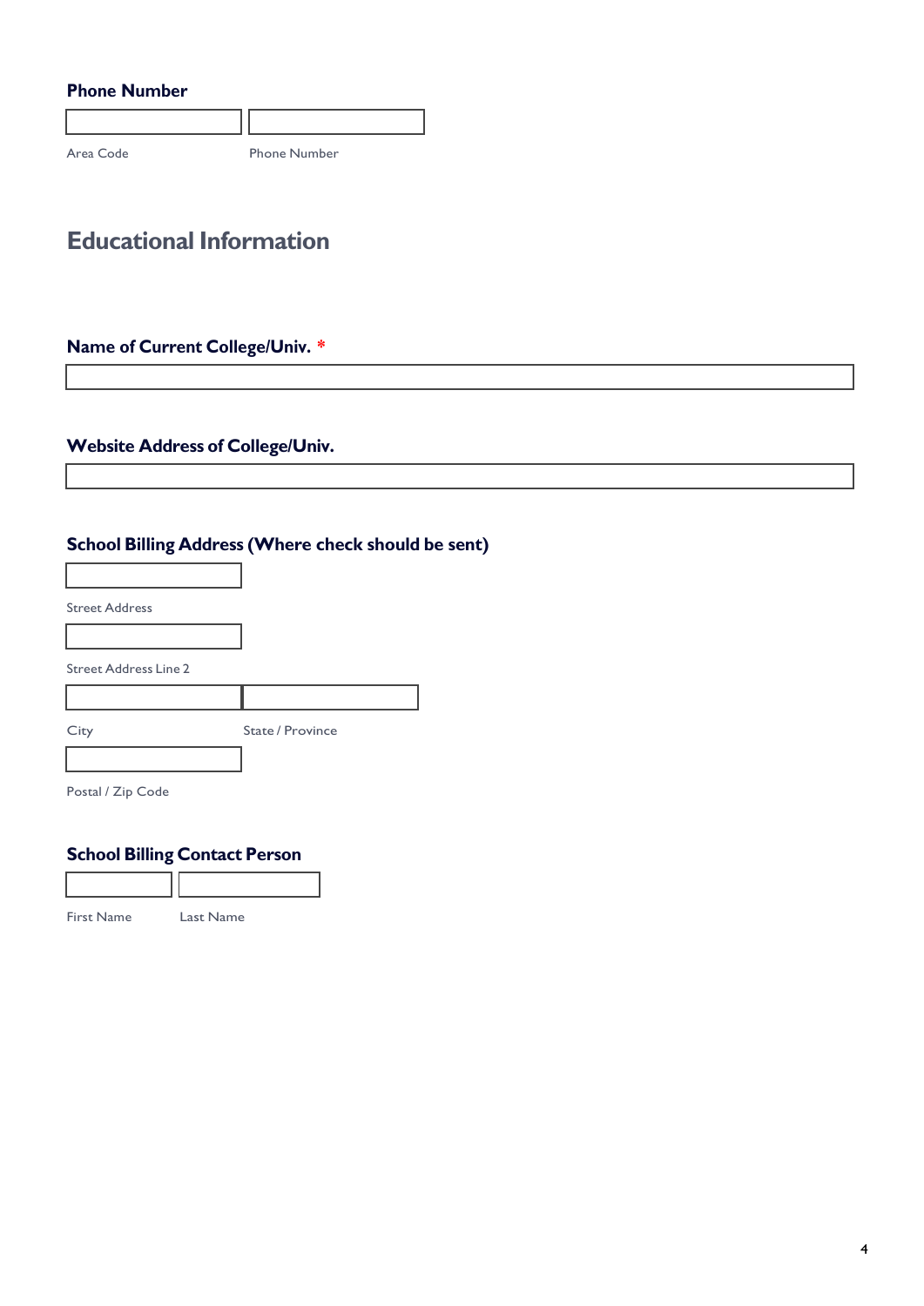**Phone Number**

Area Code

Phone Number

## Educational Information

**Name of Current College/Univ.** *

**Website Address of College/Univ.**

**School Billing Address (Where check should be sent)**

Street Address

Street Address Line 2

City

State / Province

Postal / Zip Code

**School Billing Contact Person**

First Name

Last Name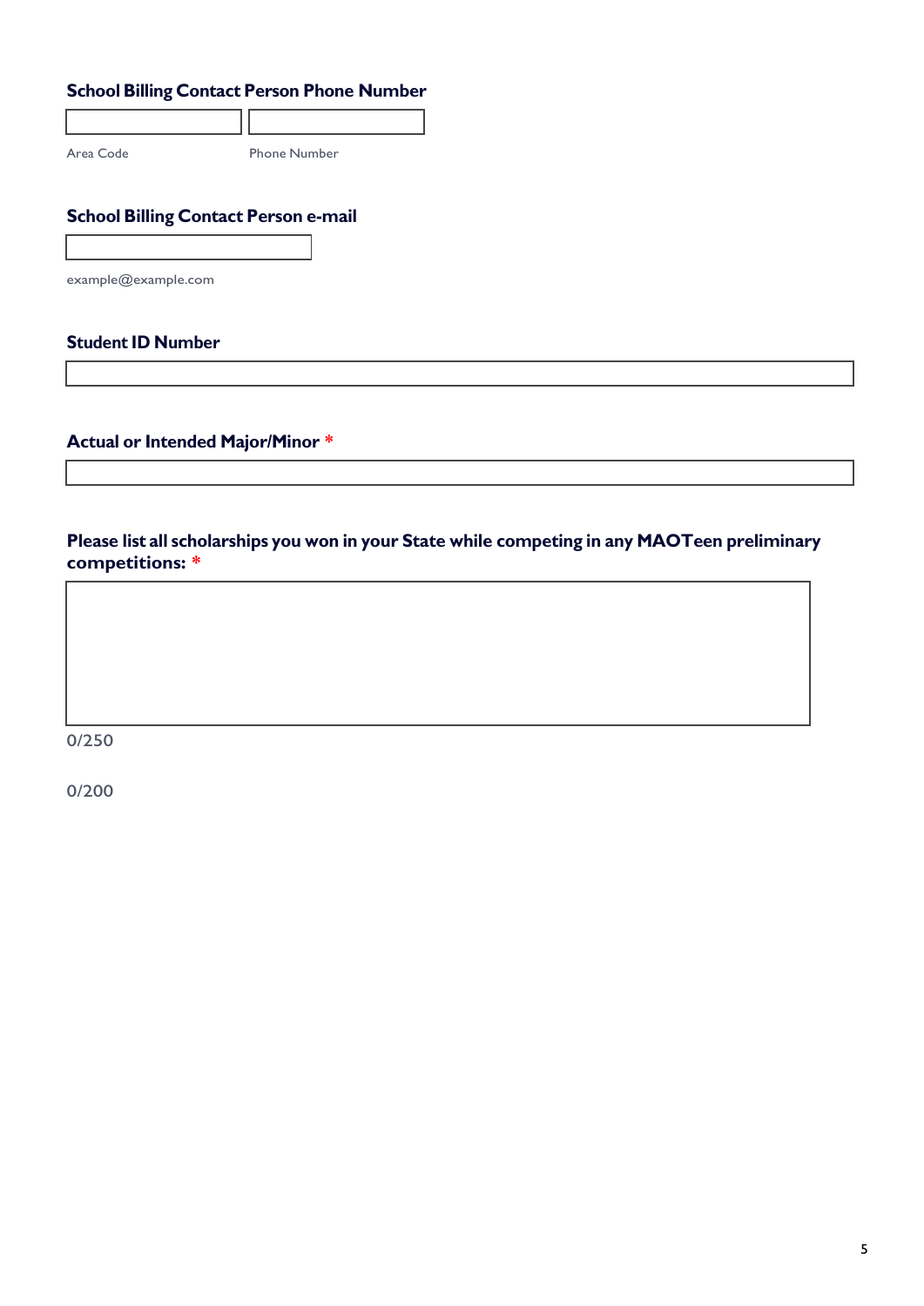**School Billing Contact Person Phone Number**

Area Code | Phone Number

**School Billing Contact Person e-mail**

example@example.com

**Student ID Number**

**Actual or Intended Major/Minor** *

**Please list all scholarships you won in your State while competing in any MAOTeen preliminary competitions:** *

0/250

0/200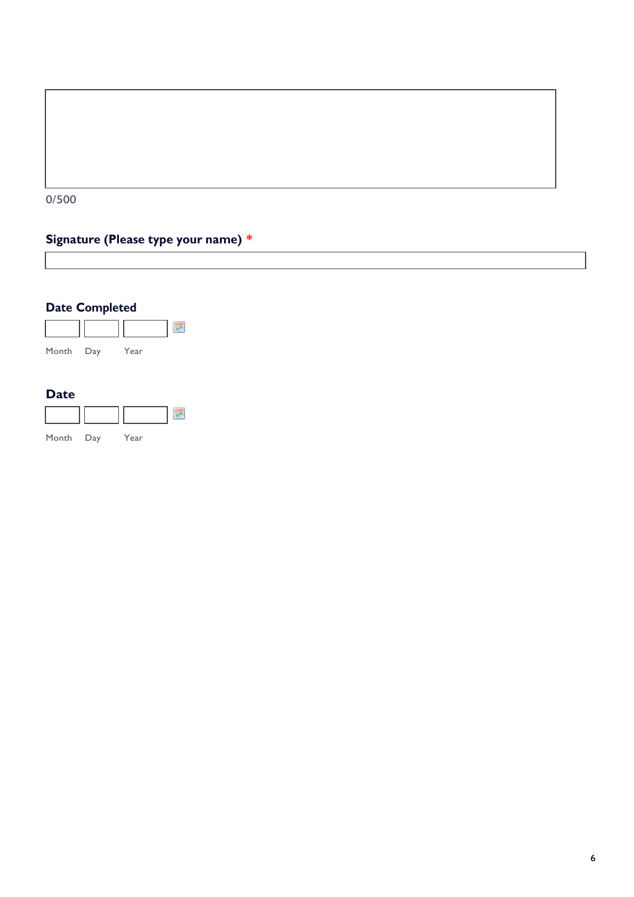0/500

**Signature (Please type your name)** *

**Date Completed**

Month Day Year

**Date**

Month Day Year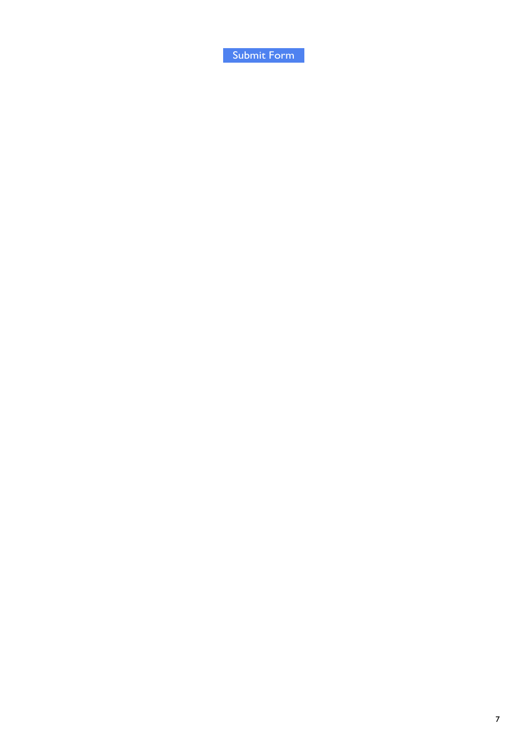Submit Form